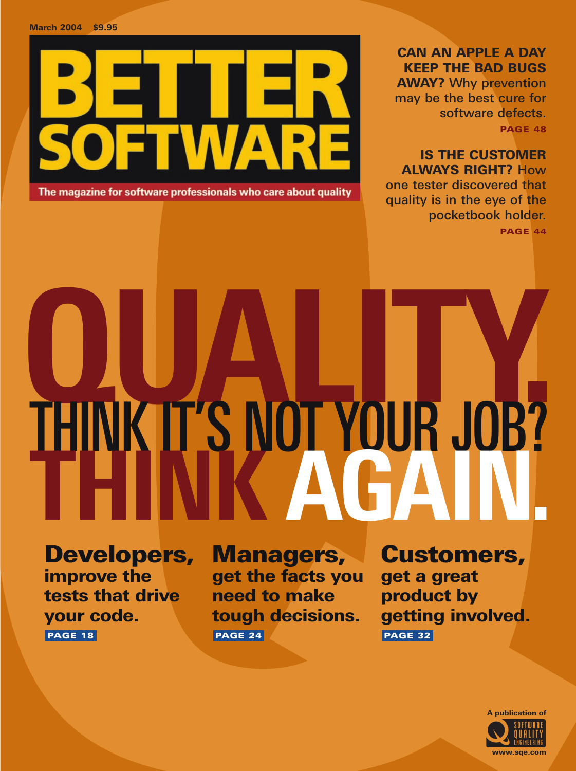March 2004 $9.95

# BETTER SOFTWARE

The magazine for software professionals who care about quality

**CAN AN APPLE A DAY KEEP THE BAD BUGS AWAY?** Why prevention may be the best cure for software defects.
**PAGE 48**

**IS THE CUSTOMER ALWAYS RIGHT?** How one tester discovered that quality is in the eye of the pocketbook holder.
**PAGE 44**

# QUALITY.

## THINK IT'S NOT YOUR JOB?

# THINK AGAIN.

**Developers,** improve the tests that drive your code.
**PAGE 18**

**Managers,** get the facts you need to make tough decisions.
**PAGE 24**

**Customers,** get a great product by getting involved.
**PAGE 32**

A publication of SOFTWARE QUALITY ENGINEERING
www.sqe.com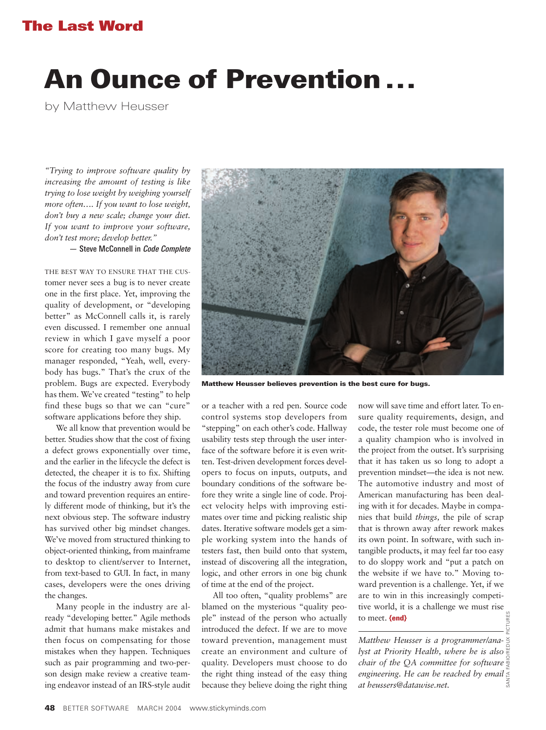The Last Word

# An Ounce of Prevention . . .

by Matthew Heusser

*"Trying to improve software quality by increasing the amount of testing is like trying to lose weight by weighing yourself more often.... If you want to lose weight, don't buy a new scale; change your diet. If you want to improve your software, don't test more; develop better."*

— Steve McConnell in *Code Complete*

THE BEST WAY TO ENSURE THAT THE CUSTOMER never sees a bug is to never create one in the first place. Yet, improving the quality of development, or "developing better" as McConnell calls it, is rarely even discussed. I remember one annual review in which I gave myself a poor score for creating too many bugs. My manager responded, "Yeah, well, everybody has bugs." That's the crux of the problem. Bugs are expected. Everybody has them. We've created "testing" to help find these bugs so that we can "cure" software applications before they ship.

We all know that prevention would be better. Studies show that the cost of fixing a defect grows exponentially over time, and the earlier in the lifecycle the defect is detected, the cheaper it is to fix. Shifting the focus of the industry away from cure and toward prevention requires an entirely different mode of thinking, but it's the next obvious step. The software industry has survived other big mindset changes. We've moved from structured thinking to object-oriented thinking, from mainframe to desktop to client/server to Internet, from text-based to GUI. In fact, in many cases, developers were the ones driving the changes.

Many people in the industry are already "developing better." Agile methods admit that humans make mistakes and then focus on compensating for those mistakes when they happen. Techniques such as pair programming and two-person design make review a creative teaming endeavor instead of an IRS-style audit or a teacher with a red pen. Source code control systems stop developers from "stepping" on each other's code. Hallway usability tests step through the user interface of the software before it is even written. Test-driven development forces developers to focus on inputs, outputs, and boundary conditions of the software before they write a single line of code. Project velocity helps with improving estimates over time and picking realistic ship dates. Iterative software models get a simple working system into the hands of testers fast, then build onto that system, instead of discovering all the integration, logic, and other errors in one big chunk of time at the end of the project.

All too often, "quality problems" are blamed on the mysterious "quality people" instead of the person who actually introduced the defect. If we are to move toward prevention, management must create an environment and culture of quality. Developers must choose to do the right thing instead of the easy thing because they believe doing the right thing now will save time and effort later. To ensure quality requirements, design, and code, the tester role must become one of a quality champion who is involved in the project from the outset. It's surprising that it has taken us so long to adopt a prevention mindset—the idea is not new. The automotive industry and most of American manufacturing has been dealing with it for decades. Maybe in companies that build *things,* the pile of scrap that is thrown away after rework makes its own point. In software, with such intangible products, it may feel far too easy to do sloppy work and "put a patch on the website if we have to." Moving toward prevention is a challenge. Yet, if we are to win in this increasingly competitive world, it is a challenge we must rise to meet. **{end}**

**Matthew Heusser believes prevention is the best cure for bugs.**

SANTA FABIO/REDUX PICTURES

*Matthew Heusser is a programmer/analyst at Priority Health, where he is also chair of the QA committee for software engineering. He can be reached by email at heussers@datawise.net.*